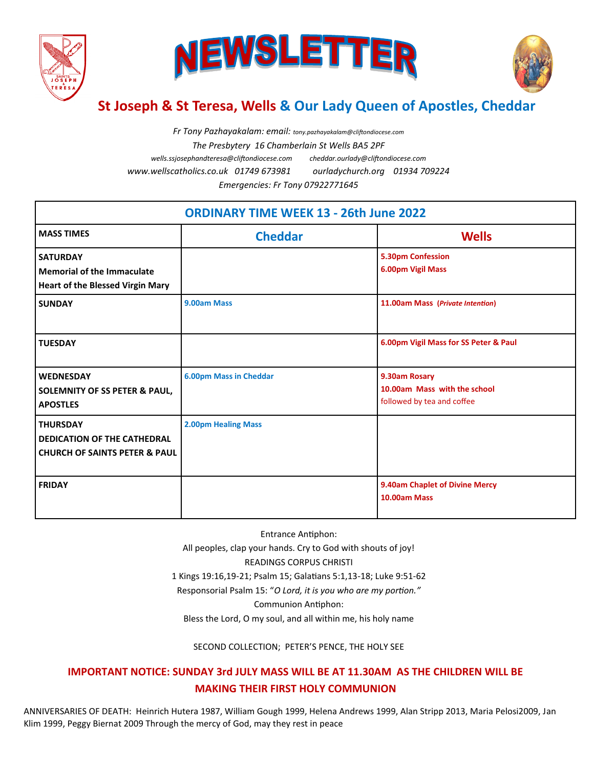# NEWSLETTER

## St Joseph & St Teresa, Wells & Our Lady Queen of Apostles, Cheddar

*Fr Tony Pazhayakalam: email: tony.pazhayakalam@cliftondiocese.com*

*The Presbytery 16 Chamberlain St Wells BA5 2PF*

*wells.ssjosephandteresa@cliftondiocese.com cheddar.ourlady@cliftondiocese.com*

*www.wellscatholics.co.uk 01749 673981 ourladychurch.org 01934 709224*

*Emergencies: Fr Tony 07922771645*

| ORDINARY TIME WEEK 13 - 26th June 2022 | | |
|---|---|---|
| **MASS TIMES** | **Cheddar** | **Wells** |
| **SATURDAY**<br>**Memorial of the Immaculate Heart of the Blessed Virgin Mary** | | **5.30pm Confession**<br>**6.00pm Vigil Mass** |
| **SUNDAY** | **9.00am Mass** | **11.00am Mass** (***Private Intention***) |
| **TUESDAY** | | **6.00pm Vigil Mass for SS Peter & Paul** |
| **WEDNESDAY**<br>**SOLEMNITY OF SS PETER & PAUL, APOSTLES** | **6.00pm Mass in Cheddar** | **9.30am Rosary**<br>**10.00am Mass with the school**<br>followed by tea and coffee |
| **THURSDAY**<br>**DEDICATION OF THE CATHEDRAL CHURCH OF SAINTS PETER & PAUL** | **2.00pm Healing Mass** | |
| **FRIDAY** | | **9.40am Chaplet of Divine Mercy**<br>**10.00am Mass** |

Entrance Antiphon:

All peoples, clap your hands. Cry to God with shouts of joy!

READINGS CORPUS CHRISTI

1 Kings 19:16,19-21; Psalm 15; Galatians 5:1,13-18; Luke 9:51-62

Responsorial Psalm 15: "*O Lord, it is you who are my portion.*"

Communion Antiphon:

Bless the Lord, O my soul, and all within me, his holy name

SECOND COLLECTION; PETER'S PENCE, THE HOLY SEE

**IMPORTANT NOTICE: SUNDAY 3rd JULY MASS WILL BE AT 11.30AM AS THE CHILDREN WILL BE MAKING THEIR FIRST HOLY COMMUNION**

ANNIVERSARIES OF DEATH: Heinrich Hutera 1987, William Gough 1999, Helena Andrews 1999, Alan Stripp 2013, Maria Pelosi2009, Jan Klim 1999, Peggy Biernat 2009 Through the mercy of God, may they rest in peace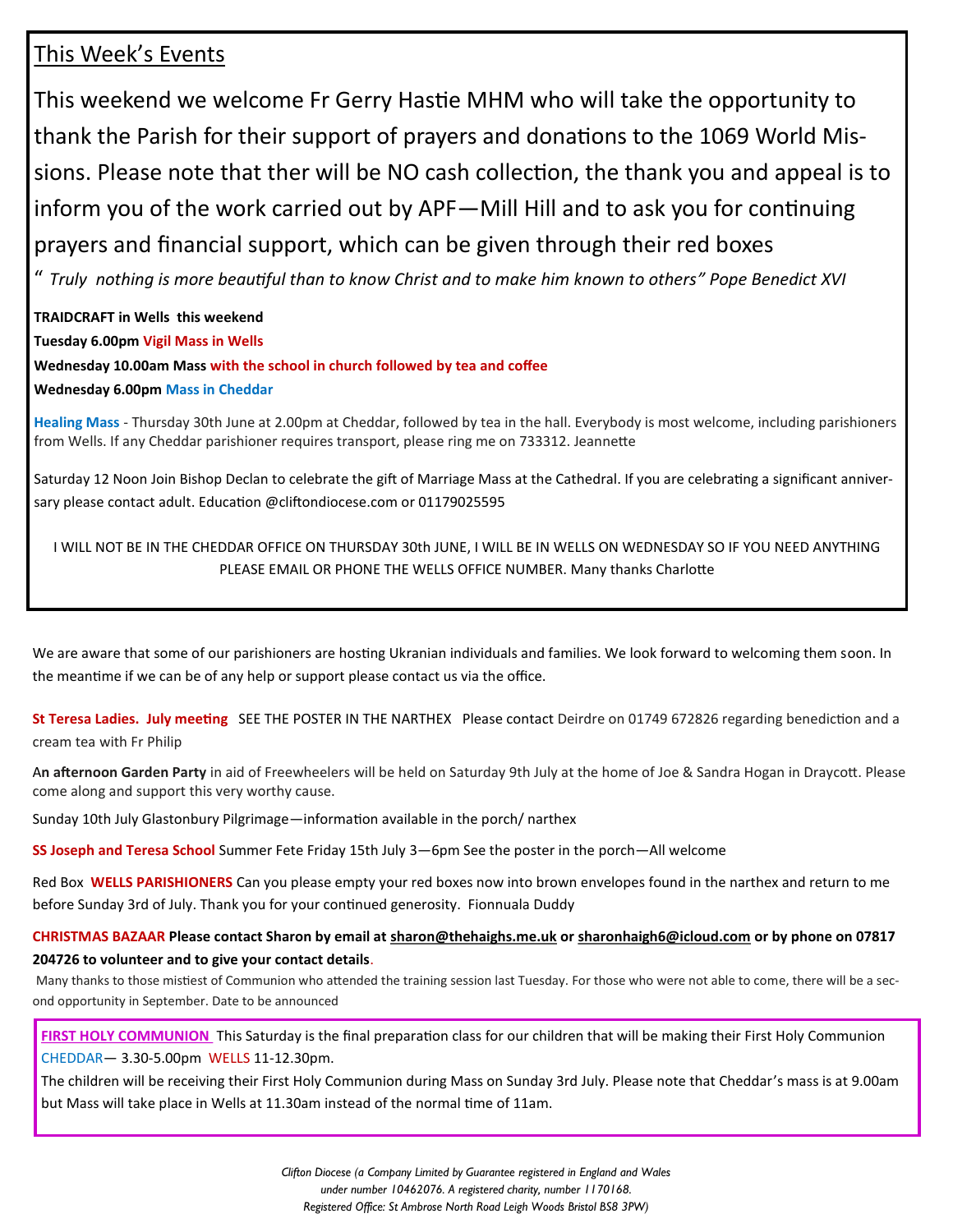## This Week's Events

This weekend we welcome Fr Gerry Hastie MHM who will take the opportunity to thank the Parish for their support of prayers and donations to the 1069 World Missions. Please note that ther will be NO cash collection, the thank you and appeal is to inform you of the work carried out by APF—Mill Hill and to ask you for continuing prayers and financial support, which can be given through their red boxes

" *Truly nothing is more beautiful than to know Christ and to make him known to others" Pope Benedict XVI*

**TRAIDCRAFT in Wells this weekend**

**Tuesday 6.00pm Vigil Mass in Wells**

**Wednesday 10.00am Mass with the school in church followed by tea and coffee**

**Wednesday 6.00pm Mass in Cheddar**

Healing Mass - Thursday 30th June at 2.00pm at Cheddar, followed by tea in the hall. Everybody is most welcome, including parishioners from Wells. If any Cheddar parishioner requires transport, please ring me on 733312. Jeannette

Saturday 12 Noon Join Bishop Declan to celebrate the gift of Marriage Mass at the Cathedral. If you are celebrating a significant anniversary please contact adult. Education @cliftondiocese.com or 01179025595

I WILL NOT BE IN THE CHEDDAR OFFICE ON THURSDAY 30th JUNE, I WILL BE IN WELLS ON WEDNESDAY SO IF YOU NEED ANYTHING PLEASE EMAIL OR PHONE THE WELLS OFFICE NUMBER. Many thanks Charlotte

We are aware that some of our parishioners are hosting Ukranian individuals and families. We look forward to welcoming them soon. In the meantime if we can be of any help or support please contact us via the office.

**St Teresa Ladies. July meeting** SEE THE POSTER IN THE NARTHEX Please contact Deirdre on 01749 672826 regarding benediction and a cream tea with Fr Philip

A**n afternoon Garden Party** in aid of Freewheelers will be held on Saturday 9th July at the home of Joe & Sandra Hogan in Draycott. Please come along and support this very worthy cause.

Sunday 10th July Glastonbury Pilgrimage—information available in the porch/ narthex

**SS Joseph and Teresa School** Summer Fete Friday 15th July 3—6pm See the poster in the porch—All welcome

Red Box **WELLS PARISHIONERS** Can you please empty your red boxes now into brown envelopes found in the narthex and return to me before Sunday 3rd of July. Thank you for your continued generosity. Fionnuala Duddy

**CHRISTMAS BAZAAR Please contact Sharon by email at sharon@thehaighs.me.uk or sharonhaigh6@icloud.com or by phone on 07817 204726 to volunteer and to give your contact details.**

Many thanks to those mistiest of Communion who attended the training session last Tuesday. For those who were not able to come, there will be a second opportunity in September. Date to be announced

**FIRST HOLY COMMUNION** This Saturday is the final preparation class for our children that will be making their First Holy Communion CHEDDAR— 3.30-5.00pm WELLS 11-12.30pm.
The children will be receiving their First Holy Communion during Mass on Sunday 3rd July. Please note that Cheddar's mass is at 9.00am but Mass will take place in Wells at 11.30am instead of the normal time of 11am.

*Clifton Diocese (a Company Limited by Guarantee registered in England and Wales under number 10462076. A registered charity, number 1170168. Registered Office: St Ambrose North Road Leigh Woods Bristol BS8 3PW)*